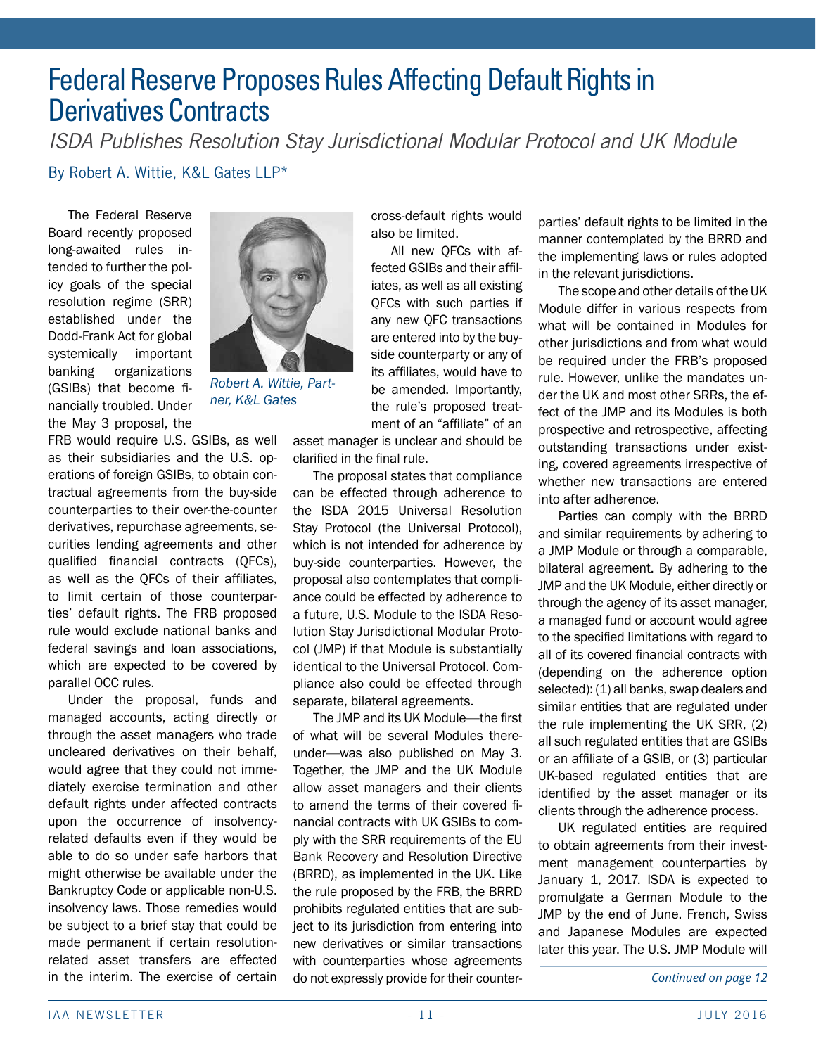# Federal Reserve Proposes Rules Affecting Default Rights in Derivatives Contracts

*ISDA Publishes Resolution Stay Jurisdictional Modular Protocol and UK Module*

By Robert A. Wittie, K&L Gates LLP*

*Robert A. Wittie, Partner, K&L Gates*

The Federal Reserve Board recently proposed long-awaited rules intended to further the policy goals of the special resolution regime (SRR) established under the Dodd-Frank Act for global systemically important banking organizations (GSIBs) that become financially troubled. Under the May 3 proposal, the FRB would require U.S. GSIBs, as well as their subsidiaries and the U.S. operations of foreign GSIBs, to obtain contractual agreements from the buy-side counterparties to their over-the-counter derivatives, repurchase agreements, securities lending agreements and other qualified financial contracts (QFCs), as well as the QFCs of their affiliates, to limit certain of those counterparties' default rights. The FRB proposed rule would exclude national banks and federal savings and loan associations, which are expected to be covered by parallel OCC rules.

Under the proposal, funds and managed accounts, acting directly or through the asset managers who trade uncleared derivatives on their behalf, would agree that they could not immediately exercise termination and other default rights under affected contracts upon the occurrence of insolvency-related defaults even if they would be able to do so under safe harbors that might otherwise be available under the Bankruptcy Code or applicable non-U.S. insolvency laws. Those remedies would be subject to a brief stay that could be made permanent if certain resolution-related asset transfers are effected in the interim. The exercise of certain cross-default rights would also be limited.

All new QFCs with affected GSIBs and their affiliates, as well as all existing QFCs with such parties if any new QFC transactions are entered into by the buy-side counterparty or any of its affiliates, would have to be amended. Importantly, the rule's proposed treatment of an "affiliate" of an asset manager is unclear and should be clarified in the final rule.

The proposal states that compliance can be effected through adherence to the ISDA 2015 Universal Resolution Stay Protocol (the Universal Protocol), which is not intended for adherence by buy-side counterparties. However, the proposal also contemplates that compliance could be effected by adherence to a future, U.S. Module to the ISDA Resolution Stay Jurisdictional Modular Protocol (JMP) if that Module is substantially identical to the Universal Protocol. Compliance also could be effected through separate, bilateral agreements.

The JMP and its UK Module—the first of what will be several Modules thereunder—was also published on May 3. Together, the JMP and the UK Module allow asset managers and their clients to amend the terms of their covered financial contracts with UK GSIBs to comply with the SRR requirements of the EU Bank Recovery and Resolution Directive (BRRD), as implemented in the UK. Like the rule proposed by the FRB, the BRRD prohibits regulated entities that are subject to its jurisdiction from entering into new derivatives or similar transactions with counterparties whose agreements do not expressly provide for their counterparties' default rights to be limited in the manner contemplated by the BRRD and the implementing laws or rules adopted in the relevant jurisdictions.

The scope and other details of the UK Module differ in various respects from what will be contained in Modules for other jurisdictions and from what would be required under the FRB's proposed rule. However, unlike the mandates under the UK and most other SRRs, the effect of the JMP and its Modules is both prospective and retrospective, affecting outstanding transactions under existing, covered agreements irrespective of whether new transactions are entered into after adherence.

Parties can comply with the BRRD and similar requirements by adhering to a JMP Module or through a comparable, bilateral agreement. By adhering to the JMP and the UK Module, either directly or through the agency of its asset manager, a managed fund or account would agree to the specified limitations with regard to all of its covered financial contracts with (depending on the adherence option selected): (1) all banks, swap dealers and similar entities that are regulated under the rule implementing the UK SRR, (2) all such regulated entities that are GSIBs or an affiliate of a GSIB, or (3) particular UK-based regulated entities that are identified by the asset manager or its clients through the adherence process.

UK regulated entities are required to obtain agreements from their investment management counterparties by January 1, 2017. ISDA is expected to promulgate a German Module to the JMP by the end of June. French, Swiss and Japanese Modules are expected later this year. The U.S. JMP Module will

*Continued on page 12*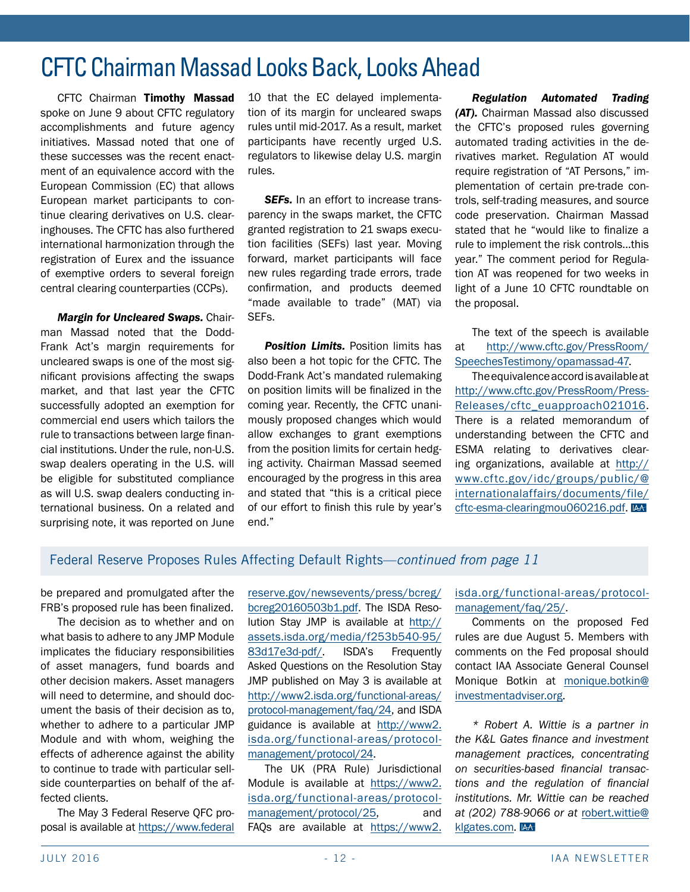# CFTC Chairman Massad Looks Back, Looks Ahead

CFTC Chairman **Timothy Massad** spoke on June 9 about CFTC regulatory accomplishments and future agency initiatives. Massad noted that one of these successes was the recent enactment of an equivalence accord with the European Commission (EC) that allows European market participants to continue clearing derivatives on U.S. clearinghouses. The CFTC has also furthered international harmonization through the registration of Eurex and the issuance of exemptive orders to several foreign central clearing counterparties (CCPs).

***Margin for Uncleared Swaps.*** Chairman Massad noted that the Dodd-Frank Act's margin requirements for uncleared swaps is one of the most significant provisions affecting the swaps market, and that last year the CFTC successfully adopted an exemption for commercial end users which tailors the rule to transactions between large financial institutions. Under the rule, non-U.S. swap dealers operating in the U.S. will be eligible for substituted compliance as will U.S. swap dealers conducting international business. On a related and surprising note, it was reported on June 10 that the EC delayed implementation of its margin for uncleared swaps rules until mid-2017. As a result, market participants have recently urged U.S. regulators to likewise delay U.S. margin rules.

***SEFs.*** In an effort to increase transparency in the swaps market, the CFTC granted registration to 21 swaps execution facilities (SEFs) last year. Moving forward, market participants will face new rules regarding trade errors, trade confirmation, and products deemed "made available to trade" (MAT) via SEFs.

***Position Limits.*** Position limits has also been a hot topic for the CFTC. The Dodd-Frank Act's mandated rulemaking on position limits will be finalized in the coming year. Recently, the CFTC unanimously proposed changes which would allow exchanges to grant exemptions from the position limits for certain hedging activity. Chairman Massad seemed encouraged by the progress in this area and stated that "this is a critical piece of our effort to finish this rule by year's end."

***Regulation Automated Trading (AT).*** Chairman Massad also discussed the CFTC's proposed rules governing automated trading activities in the derivatives market. Regulation AT would require registration of "AT Persons," implementation of certain pre-trade controls, self-trading measures, and source code preservation. Chairman Massad stated that he "would like to finalize a rule to implement the risk controls...this year." The comment period for Regulation AT was reopened for two weeks in light of a June 10 CFTC roundtable on the proposal.

The text of the speech is available at http://www.cftc.gov/PressRoom/SpeechesTestimony/opamassad-47.

The equivalence accord is available at http://www.cftc.gov/PressRoom/PressReleases/cftc_euapproach021016. There is a related memorandum of understanding between the CFTC and ESMA relating to derivatives clearing organizations, available at http://www.cftc.gov/idc/groups/public/@internationalaffairs/documents/file/cftc-esma-clearingmou060216.pdf.

## Federal Reserve Proposes Rules Affecting Default Rights—*continued from page 11*

be prepared and promulgated after the FRB's proposed rule has been finalized.

The decision as to whether and on what basis to adhere to any JMP Module implicates the fiduciary responsibilities of asset managers, fund boards and other decision makers. Asset managers will need to determine, and should document the basis of their decision as to, whether to adhere to a particular JMP Module and with whom, weighing the effects of adherence against the ability to continue to trade with particular sell-side counterparties on behalf of the affected clients.

The May 3 Federal Reserve QFC proposal is available at https://www.federalreserve.gov/newsevents/press/bcreg/bcreg20160503b1.pdf. The ISDA Resolution Stay JMP is available at http://assets.isda.org/media/f253b540-95/83d17e3d-pdf/. ISDA's Frequently Asked Questions on the Resolution Stay JMP published on May 3 is available at http://www2.isda.org/functional-areas/protocol-management/faq/24, and ISDA guidance is available at http://www2.isda.org/functional-areas/protocol-management/protocol/24.

The UK (PRA Rule) Jurisdictional Module is available at https://www2.isda.org/functional-areas/protocol-management/protocol/25, and FAQs are available at https://www2.isda.org/functional-areas/protocol-management/faq/25/.

Comments on the proposed Fed rules are due August 5. Members with comments on the Fed proposal should contact IAA Associate General Counsel Monique Botkin at monique.botkin@investmentadviser.org.

*\* Robert A. Wittie is a partner in the K&L Gates finance and investment management practices, concentrating on securities-based financial transactions and the regulation of financial institutions. Mr. Wittie can be reached at (202) 788-9066 or at robert.wittie@klgates.com.*